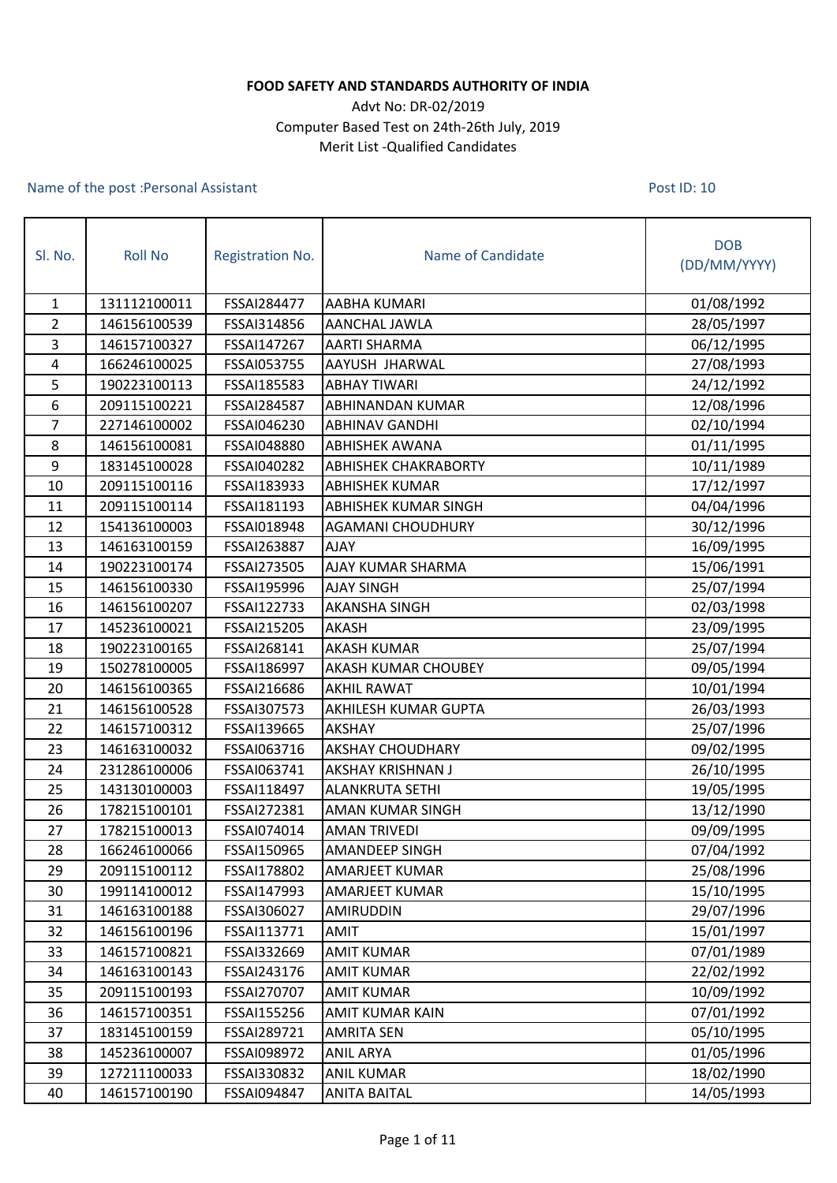**FOOD SAFETY AND STANDARDS AUTHORITY OF INDIA**

Advt No: DR-02/2019

Computer Based Test on 24th-26th July, 2019

Merit List -Qualified Candidates

Name of the post :Personal Assistant

Post ID: 10

| Sl. No. | Roll No | Registration No. | Name of Candidate | DOB (DD/MM/YYYY) |
|---|---|---|---|---|
| 1 | 131112100011 | FSSAI284477 | AABHA KUMARI | 01/08/1992 |
| 2 | 146156100539 | FSSAI314856 | AANCHAL JAWLA | 28/05/1997 |
| 3 | 146157100327 | FSSAI147267 | AARTI SHARMA | 06/12/1995 |
| 4 | 166246100025 | FSSAI053755 | AAYUSH JHARWAL | 27/08/1993 |
| 5 | 190223100113 | FSSAI185583 | ABHAY TIWARI | 24/12/1992 |
| 6 | 209115100221 | FSSAI284587 | ABHINANDAN KUMAR | 12/08/1996 |
| 7 | 227146100002 | FSSAI046230 | ABHINAV GANDHI | 02/10/1994 |
| 8 | 146156100081 | FSSAI048880 | ABHISHEK AWANA | 01/11/1995 |
| 9 | 183145100028 | FSSAI040282 | ABHISHEK CHAKRABORTY | 10/11/1989 |
| 10 | 209115100116 | FSSAI183933 | ABHISHEK KUMAR | 17/12/1997 |
| 11 | 209115100114 | FSSAI181193 | ABHISHEK KUMAR SINGH | 04/04/1996 |
| 12 | 154136100003 | FSSAI018948 | AGAMANI CHOUDHURY | 30/12/1996 |
| 13 | 146163100159 | FSSAI263887 | AJAY | 16/09/1995 |
| 14 | 190223100174 | FSSAI273505 | AJAY KUMAR SHARMA | 15/06/1991 |
| 15 | 146156100330 | FSSAI195996 | AJAY SINGH | 25/07/1994 |
| 16 | 146156100207 | FSSAI122733 | AKANSHA SINGH | 02/03/1998 |
| 17 | 145236100021 | FSSAI215205 | AKASH | 23/09/1995 |
| 18 | 190223100165 | FSSAI268141 | AKASH KUMAR | 25/07/1994 |
| 19 | 150278100005 | FSSAI186997 | AKASH KUMAR CHOUBEY | 09/05/1994 |
| 20 | 146156100365 | FSSAI216686 | AKHIL RAWAT | 10/01/1994 |
| 21 | 146156100528 | FSSAI307573 | AKHILESH KUMAR GUPTA | 26/03/1993 |
| 22 | 146157100312 | FSSAI139665 | AKSHAY | 25/07/1996 |
| 23 | 146163100032 | FSSAI063716 | AKSHAY CHOUDHARY | 09/02/1995 |
| 24 | 231286100006 | FSSAI063741 | AKSHAY KRISHNAN J | 26/10/1995 |
| 25 | 143130100003 | FSSAI118497 | ALANKRUTA SETHI | 19/05/1995 |
| 26 | 178215100101 | FSSAI272381 | AMAN KUMAR SINGH | 13/12/1990 |
| 27 | 178215100013 | FSSAI074014 | AMAN TRIVEDI | 09/09/1995 |
| 28 | 166246100066 | FSSAI150965 | AMANDEEP SINGH | 07/04/1992 |
| 29 | 209115100112 | FSSAI178802 | AMARJEET KUMAR | 25/08/1996 |
| 30 | 199114100012 | FSSAI147993 | AMARJEET KUMAR | 15/10/1995 |
| 31 | 146163100188 | FSSAI306027 | AMIRUDDIN | 29/07/1996 |
| 32 | 146156100196 | FSSAI113771 | AMIT | 15/01/1997 |
| 33 | 146157100821 | FSSAI332669 | AMIT KUMAR | 07/01/1989 |
| 34 | 146163100143 | FSSAI243176 | AMIT KUMAR | 22/02/1992 |
| 35 | 209115100193 | FSSAI270707 | AMIT KUMAR | 10/09/1992 |
| 36 | 146157100351 | FSSAI155256 | AMIT KUMAR KAIN | 07/01/1992 |
| 37 | 183145100159 | FSSAI289721 | AMRITA SEN | 05/10/1995 |
| 38 | 145236100007 | FSSAI098972 | ANIL ARYA | 01/05/1996 |
| 39 | 127211100033 | FSSAI330832 | ANIL KUMAR | 18/02/1990 |
| 40 | 146157100190 | FSSAI094847 | ANITA BAITAL | 14/05/1993 |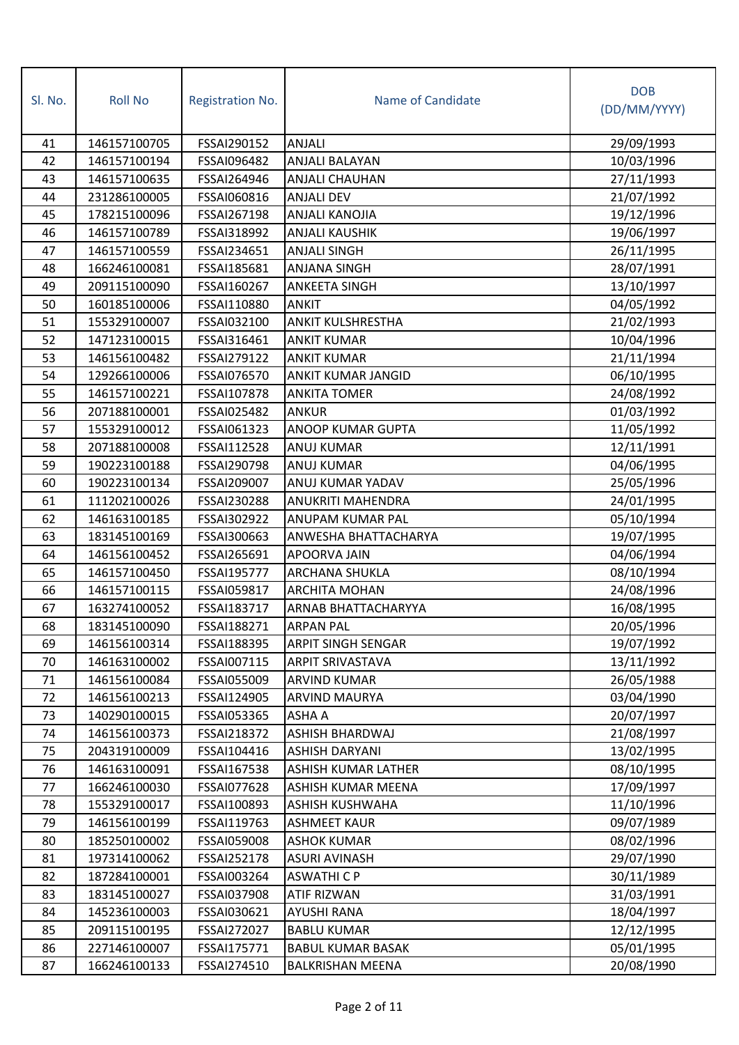| Sl. No. | Roll No | Registration No. | Name of Candidate | DOB (DD/MM/YYYY) |
|---|---|---|---|---|
| 41 | 146157100705 | FSSAI290152 | ANJALI | 29/09/1993 |
| 42 | 146157100194 | FSSAI096482 | ANJALI BALAYAN | 10/03/1996 |
| 43 | 146157100635 | FSSAI264946 | ANJALI CHAUHAN | 27/11/1993 |
| 44 | 231286100005 | FSSAI060816 | ANJALI DEV | 21/07/1992 |
| 45 | 178215100096 | FSSAI267198 | ANJALI KANOJIA | 19/12/1996 |
| 46 | 146157100789 | FSSAI318992 | ANJALI KAUSHIK | 19/06/1997 |
| 47 | 146157100559 | FSSAI234651 | ANJALI SINGH | 26/11/1995 |
| 48 | 166246100081 | FSSAI185681 | ANJANA SINGH | 28/07/1991 |
| 49 | 209115100090 | FSSAI160267 | ANKEETA SINGH | 13/10/1997 |
| 50 | 160185100006 | FSSAI110880 | ANKIT | 04/05/1992 |
| 51 | 155329100007 | FSSAI032100 | ANKIT KULSHRESTHA | 21/02/1993 |
| 52 | 147123100015 | FSSAI316461 | ANKIT KUMAR | 10/04/1996 |
| 53 | 146156100482 | FSSAI279122 | ANKIT KUMAR | 21/11/1994 |
| 54 | 129266100006 | FSSAI076570 | ANKIT KUMAR JANGID | 06/10/1995 |
| 55 | 146157100221 | FSSAI107878 | ANKITA TOMER | 24/08/1992 |
| 56 | 207188100001 | FSSAI025482 | ANKUR | 01/03/1992 |
| 57 | 155329100012 | FSSAI061323 | ANOOP KUMAR GUPTA | 11/05/1992 |
| 58 | 207188100008 | FSSAI112528 | ANUJ KUMAR | 12/11/1991 |
| 59 | 190223100188 | FSSAI290798 | ANUJ KUMAR | 04/06/1995 |
| 60 | 190223100134 | FSSAI209007 | ANUJ KUMAR YADAV | 25/05/1996 |
| 61 | 111202100026 | FSSAI230288 | ANUKRITI MAHENDRA | 24/01/1995 |
| 62 | 146163100185 | FSSAI302922 | ANUPAM KUMAR PAL | 05/10/1994 |
| 63 | 183145100169 | FSSAI300663 | ANWESHA BHATTACHARYA | 19/07/1995 |
| 64 | 146156100452 | FSSAI265691 | APOORVA JAIN | 04/06/1994 |
| 65 | 146157100450 | FSSAI195777 | ARCHANA SHUKLA | 08/10/1994 |
| 66 | 146157100115 | FSSAI059817 | ARCHITA MOHAN | 24/08/1996 |
| 67 | 163274100052 | FSSAI183717 | ARNAB BHATTACHARYYA | 16/08/1995 |
| 68 | 183145100090 | FSSAI188271 | ARPAN PAL | 20/05/1996 |
| 69 | 146156100314 | FSSAI188395 | ARPIT SINGH SENGAR | 19/07/1992 |
| 70 | 146163100002 | FSSAI007115 | ARPIT SRIVASTAVA | 13/11/1992 |
| 71 | 146156100084 | FSSAI055009 | ARVIND KUMAR | 26/05/1988 |
| 72 | 146156100213 | FSSAI124905 | ARVIND MAURYA | 03/04/1990 |
| 73 | 140290100015 | FSSAI053365 | ASHA A | 20/07/1997 |
| 74 | 146156100373 | FSSAI218372 | ASHISH BHARDWAJ | 21/08/1997 |
| 75 | 204319100009 | FSSAI104416 | ASHISH DARYANI | 13/02/1995 |
| 76 | 146163100091 | FSSAI167538 | ASHISH KUMAR LATHER | 08/10/1995 |
| 77 | 166246100030 | FSSAI077628 | ASHISH KUMAR MEENA | 17/09/1997 |
| 78 | 155329100017 | FSSAI100893 | ASHISH KUSHWAHA | 11/10/1996 |
| 79 | 146156100199 | FSSAI119763 | ASHMEET KAUR | 09/07/1989 |
| 80 | 185250100002 | FSSAI059008 | ASHOK KUMAR | 08/02/1996 |
| 81 | 197314100062 | FSSAI252178 | ASURI AVINASH | 29/07/1990 |
| 82 | 187284100001 | FSSAI003264 | ASWATHI C P | 30/11/1989 |
| 83 | 183145100027 | FSSAI037908 | ATIF RIZWAN | 31/03/1991 |
| 84 | 145236100003 | FSSAI030621 | AYUSHI RANA | 18/04/1997 |
| 85 | 209115100195 | FSSAI272027 | BABLU KUMAR | 12/12/1995 |
| 86 | 227146100007 | FSSAI175771 | BABUL KUMAR BASAK | 05/01/1995 |
| 87 | 166246100133 | FSSAI274510 | BALKRISHAN MEENA | 20/08/1990 |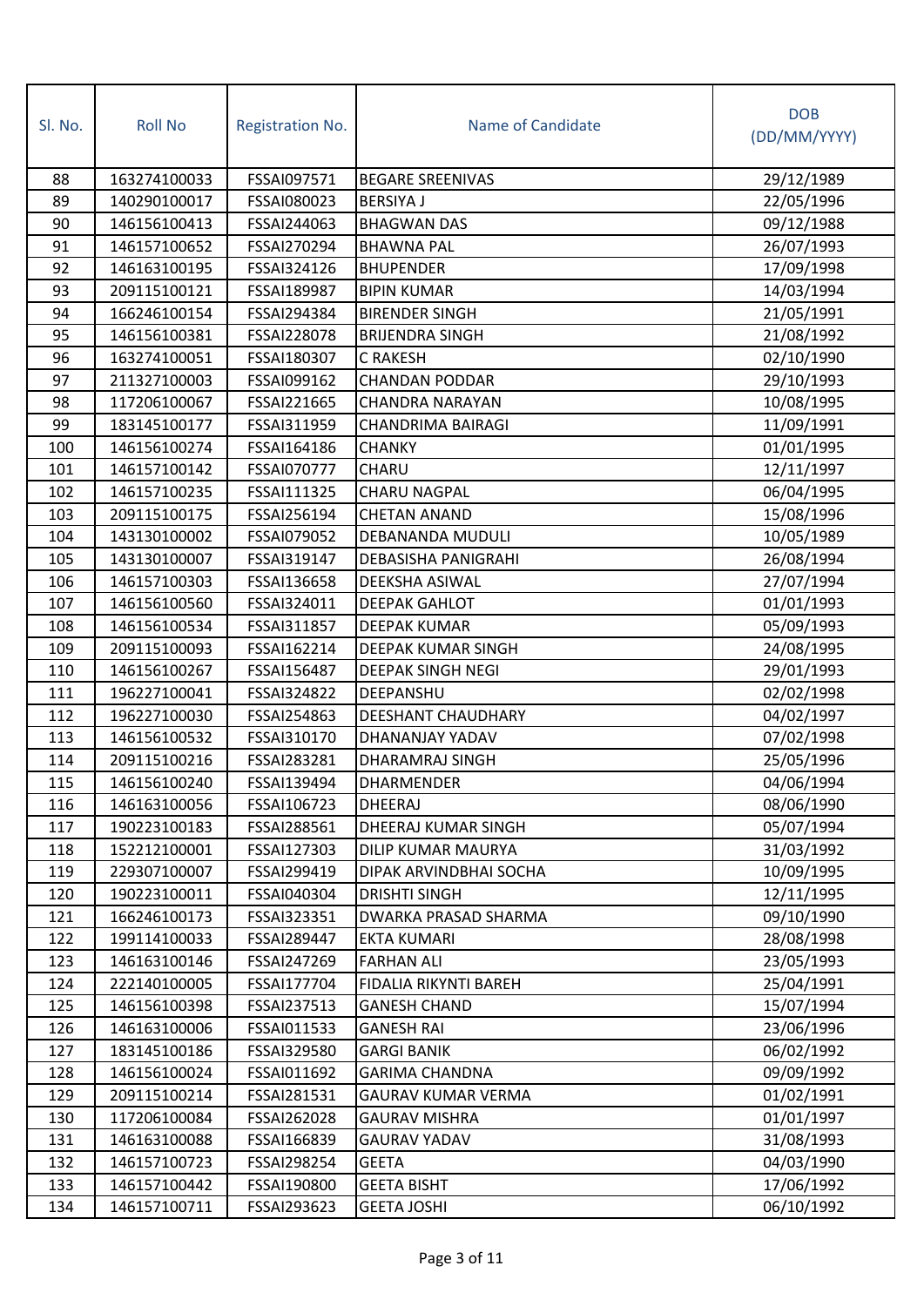| Sl. No. | Roll No | Registration No. | Name of Candidate | DOB (DD/MM/YYYY) |
|---|---|---|---|---|
| 88 | 163274100033 | FSSAI097571 | BEGARE SREENIVAS | 29/12/1989 |
| 89 | 140290100017 | FSSAI080023 | BERSIYA J | 22/05/1996 |
| 90 | 146156100413 | FSSAI244063 | BHAGWAN DAS | 09/12/1988 |
| 91 | 146157100652 | FSSAI270294 | BHAWNA PAL | 26/07/1993 |
| 92 | 146163100195 | FSSAI324126 | BHUPENDER | 17/09/1998 |
| 93 | 209115100121 | FSSAI189987 | BIPIN KUMAR | 14/03/1994 |
| 94 | 166246100154 | FSSAI294384 | BIRENDER SINGH | 21/05/1991 |
| 95 | 146156100381 | FSSAI228078 | BRIJENDRA SINGH | 21/08/1992 |
| 96 | 163274100051 | FSSAI180307 | C RAKESH | 02/10/1990 |
| 97 | 211327100003 | FSSAI099162 | CHANDAN PODDAR | 29/10/1993 |
| 98 | 117206100067 | FSSAI221665 | CHANDRA NARAYAN | 10/08/1995 |
| 99 | 183145100177 | FSSAI311959 | CHANDRIMA BAIRAGI | 11/09/1991 |
| 100 | 146156100274 | FSSAI164186 | CHANKY | 01/01/1995 |
| 101 | 146157100142 | FSSAI070777 | CHARU | 12/11/1997 |
| 102 | 146157100235 | FSSAI111325 | CHARU NAGPAL | 06/04/1995 |
| 103 | 209115100175 | FSSAI256194 | CHETAN ANAND | 15/08/1996 |
| 104 | 143130100002 | FSSAI079052 | DEBANANDA MUDULI | 10/05/1989 |
| 105 | 143130100007 | FSSAI319147 | DEBASISHA PANIGRAHI | 26/08/1994 |
| 106 | 146157100303 | FSSAI136658 | DEEKSHA ASIWAL | 27/07/1994 |
| 107 | 146156100560 | FSSAI324011 | DEEPAK GAHLOT | 01/01/1993 |
| 108 | 146156100534 | FSSAI311857 | DEEPAK KUMAR | 05/09/1993 |
| 109 | 209115100093 | FSSAI162214 | DEEPAK KUMAR SINGH | 24/08/1995 |
| 110 | 146156100267 | FSSAI156487 | DEEPAK SINGH NEGI | 29/01/1993 |
| 111 | 196227100041 | FSSAI324822 | DEEPANSHU | 02/02/1998 |
| 112 | 196227100030 | FSSAI254863 | DEESHANT CHAUDHARY | 04/02/1997 |
| 113 | 146156100532 | FSSAI310170 | DHANANJAY YADAV | 07/02/1998 |
| 114 | 209115100216 | FSSAI283281 | DHARAMRAJ SINGH | 25/05/1996 |
| 115 | 146156100240 | FSSAI139494 | DHARMENDER | 04/06/1994 |
| 116 | 146163100056 | FSSAI106723 | DHEERAJ | 08/06/1990 |
| 117 | 190223100183 | FSSAI288561 | DHEERAJ KUMAR SINGH | 05/07/1994 |
| 118 | 152212100001 | FSSAI127303 | DILIP KUMAR MAURYA | 31/03/1992 |
| 119 | 229307100007 | FSSAI299419 | DIPAK ARVINDBHAI SOCHA | 10/09/1995 |
| 120 | 190223100011 | FSSAI040304 | DRISHTI SINGH | 12/11/1995 |
| 121 | 166246100173 | FSSAI323351 | DWARKA PRASAD SHARMA | 09/10/1990 |
| 122 | 199114100033 | FSSAI289447 | EKTA KUMARI | 28/08/1998 |
| 123 | 146163100146 | FSSAI247269 | FARHAN ALI | 23/05/1993 |
| 124 | 222140100005 | FSSAI177704 | FIDALIA RIKYNTI BAREH | 25/04/1991 |
| 125 | 146156100398 | FSSAI237513 | GANESH CHAND | 15/07/1994 |
| 126 | 146163100006 | FSSAI011533 | GANESH RAI | 23/06/1996 |
| 127 | 183145100186 | FSSAI329580 | GARGI BANIK | 06/02/1992 |
| 128 | 146156100024 | FSSAI011692 | GARIMA CHANDNA | 09/09/1992 |
| 129 | 209115100214 | FSSAI281531 | GAURAV KUMAR VERMA | 01/02/1991 |
| 130 | 117206100084 | FSSAI262028 | GAURAV MISHRA | 01/01/1997 |
| 131 | 146163100088 | FSSAI166839 | GAURAV YADAV | 31/08/1993 |
| 132 | 146157100723 | FSSAI298254 | GEETA | 04/03/1990 |
| 133 | 146157100442 | FSSAI190800 | GEETA BISHT | 17/06/1992 |
| 134 | 146157100711 | FSSAI293623 | GEETA JOSHI | 06/10/1992 |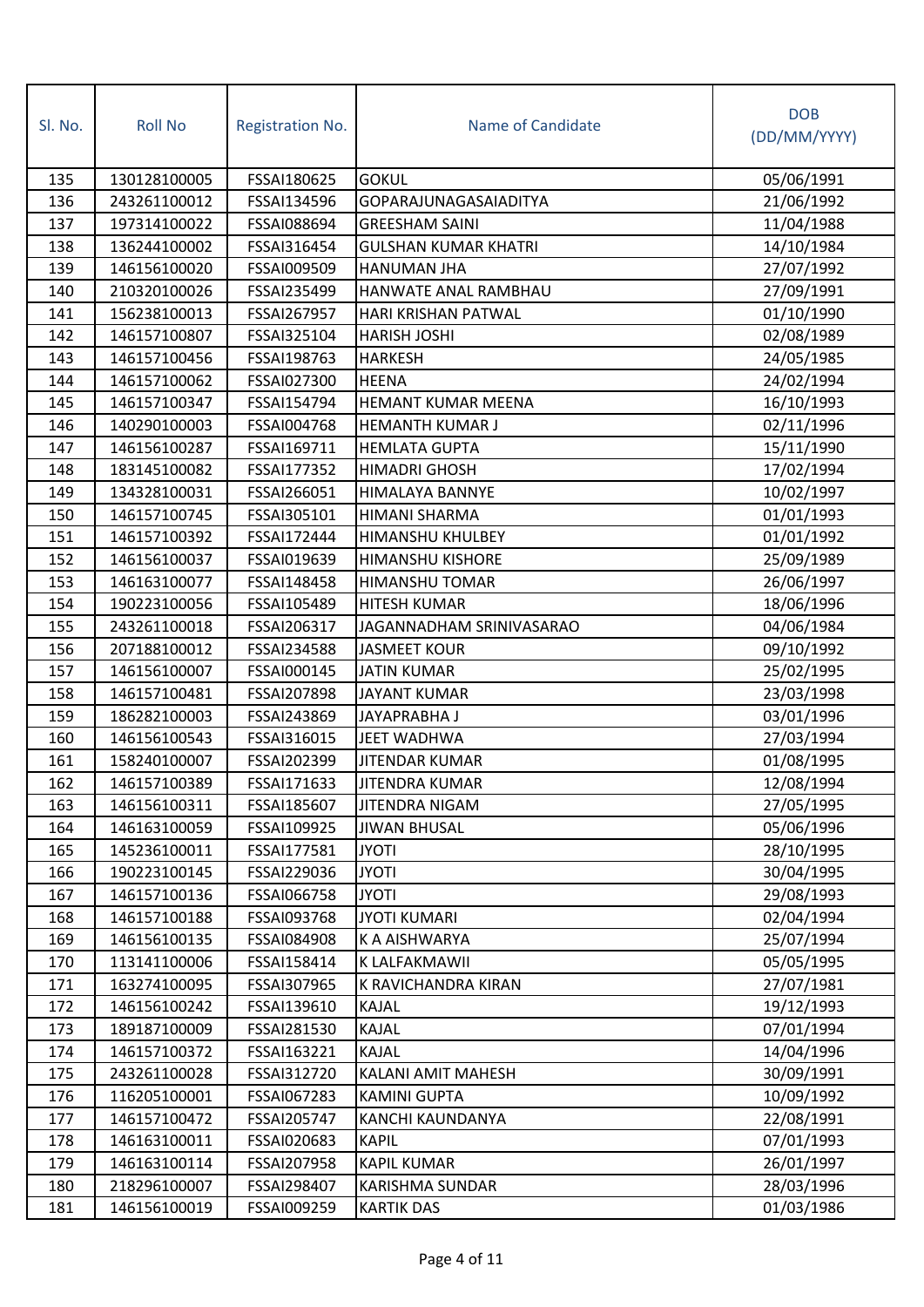| Sl. No. | Roll No | Registration No. | Name of Candidate | DOB (DD/MM/YYYY) |
|---|---|---|---|---|
| 135 | 130128100005 | FSSAI180625 | GOKUL | 05/06/1991 |
| 136 | 243261100012 | FSSAI134596 | GOPARAJUNAGASAIADITYA | 21/06/1992 |
| 137 | 197314100022 | FSSAI088694 | GREESHAM SAINI | 11/04/1988 |
| 138 | 136244100002 | FSSAI316454 | GULSHAN KUMAR KHATRI | 14/10/1984 |
| 139 | 146156100020 | FSSAI009509 | HANUMAN JHA | 27/07/1992 |
| 140 | 210320100026 | FSSAI235499 | HANWATE ANAL RAMBHAU | 27/09/1991 |
| 141 | 156238100013 | FSSAI267957 | HARI KRISHAN PATWAL | 01/10/1990 |
| 142 | 146157100807 | FSSAI325104 | HARISH JOSHI | 02/08/1989 |
| 143 | 146157100456 | FSSAI198763 | HARKESH | 24/05/1985 |
| 144 | 146157100062 | FSSAI027300 | HEENA | 24/02/1994 |
| 145 | 146157100347 | FSSAI154794 | HEMANT KUMAR MEENA | 16/10/1993 |
| 146 | 140290100003 | FSSAI004768 | HEMANTH KUMAR J | 02/11/1996 |
| 147 | 146156100287 | FSSAI169711 | HEMLATA GUPTA | 15/11/1990 |
| 148 | 183145100082 | FSSAI177352 | HIMADRI GHOSH | 17/02/1994 |
| 149 | 134328100031 | FSSAI266051 | HIMALAYA BANNYE | 10/02/1997 |
| 150 | 146157100745 | FSSAI305101 | HIMANI SHARMA | 01/01/1993 |
| 151 | 146157100392 | FSSAI172444 | HIMANSHU KHULBEY | 01/01/1992 |
| 152 | 146156100037 | FSSAI019639 | HIMANSHU KISHORE | 25/09/1989 |
| 153 | 146163100077 | FSSAI148458 | HIMANSHU TOMAR | 26/06/1997 |
| 154 | 190223100056 | FSSAI105489 | HITESH KUMAR | 18/06/1996 |
| 155 | 243261100018 | FSSAI206317 | JAGANNADHAM SRINIVASARAO | 04/06/1984 |
| 156 | 207188100012 | FSSAI234588 | JASMEET KOUR | 09/10/1992 |
| 157 | 146156100007 | FSSAI000145 | JATIN KUMAR | 25/02/1995 |
| 158 | 146157100481 | FSSAI207898 | JAYANT KUMAR | 23/03/1998 |
| 159 | 186282100003 | FSSAI243869 | JAYAPRABHA J | 03/01/1996 |
| 160 | 146156100543 | FSSAI316015 | JEET WADHWA | 27/03/1994 |
| 161 | 158240100007 | FSSAI202399 | JITENDAR KUMAR | 01/08/1995 |
| 162 | 146157100389 | FSSAI171633 | JITENDRA KUMAR | 12/08/1994 |
| 163 | 146156100311 | FSSAI185607 | JITENDRA NIGAM | 27/05/1995 |
| 164 | 146163100059 | FSSAI109925 | JIWAN BHUSAL | 05/06/1996 |
| 165 | 145236100011 | FSSAI177581 | JYOTI | 28/10/1995 |
| 166 | 190223100145 | FSSAI229036 | JYOTI | 30/04/1995 |
| 167 | 146157100136 | FSSAI066758 | JYOTI | 29/08/1993 |
| 168 | 146157100188 | FSSAI093768 | JYOTI KUMARI | 02/04/1994 |
| 169 | 146156100135 | FSSAI084908 | K A AISHWARYA | 25/07/1994 |
| 170 | 113141100006 | FSSAI158414 | K LALFAKMAWII | 05/05/1995 |
| 171 | 163274100095 | FSSAI307965 | K RAVICHANDRA KIRAN | 27/07/1981 |
| 172 | 146156100242 | FSSAI139610 | KAJAL | 19/12/1993 |
| 173 | 189187100009 | FSSAI281530 | KAJAL | 07/01/1994 |
| 174 | 146157100372 | FSSAI163221 | KAJAL | 14/04/1996 |
| 175 | 243261100028 | FSSAI312720 | KALANI AMIT MAHESH | 30/09/1991 |
| 176 | 116205100001 | FSSAI067283 | KAMINI GUPTA | 10/09/1992 |
| 177 | 146157100472 | FSSAI205747 | KANCHI KAUNDANYA | 22/08/1991 |
| 178 | 146163100011 | FSSAI020683 | KAPIL | 07/01/1993 |
| 179 | 146163100114 | FSSAI207958 | KAPIL KUMAR | 26/01/1997 |
| 180 | 218296100007 | FSSAI298407 | KARISHMA SUNDAR | 28/03/1996 |
| 181 | 146156100019 | FSSAI009259 | KARTIK DAS | 01/03/1986 |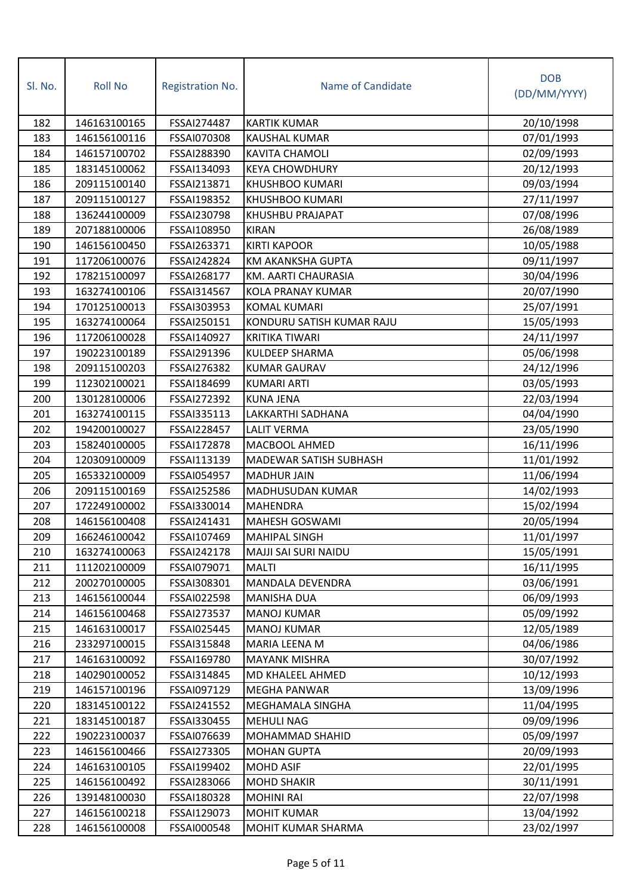| Sl. No. | Roll No | Registration No. | Name of Candidate | DOB (DD/MM/YYYY) |
|---|---|---|---|---|
| 182 | 146163100165 | FSSAI274487 | KARTIK KUMAR | 20/10/1998 |
| 183 | 146156100116 | FSSAI070308 | KAUSHAL KUMAR | 07/01/1993 |
| 184 | 146157100702 | FSSAI288390 | KAVITA CHAMOLI | 02/09/1993 |
| 185 | 183145100062 | FSSAI134093 | KEYA CHOWDHURY | 20/12/1993 |
| 186 | 209115100140 | FSSAI213871 | KHUSHBOO KUMARI | 09/03/1994 |
| 187 | 209115100127 | FSSAI198352 | KHUSHBOO KUMARI | 27/11/1997 |
| 188 | 136244100009 | FSSAI230798 | KHUSHBU PRAJAPAT | 07/08/1996 |
| 189 | 207188100006 | FSSAI108950 | KIRAN | 26/08/1989 |
| 190 | 146156100450 | FSSAI263371 | KIRTI KAPOOR | 10/05/1988 |
| 191 | 117206100076 | FSSAI242824 | KM AKANKSHA GUPTA | 09/11/1997 |
| 192 | 178215100097 | FSSAI268177 | KM. AARTI CHAURASIA | 30/04/1996 |
| 193 | 163274100106 | FSSAI314567 | KOLA PRANAY KUMAR | 20/07/1990 |
| 194 | 170125100013 | FSSAI303953 | KOMAL KUMARI | 25/07/1991 |
| 195 | 163274100064 | FSSAI250151 | KONDURU SATISH KUMAR RAJU | 15/05/1993 |
| 196 | 117206100028 | FSSAI140927 | KRITIKA TIWARI | 24/11/1997 |
| 197 | 190223100189 | FSSAI291396 | KULDEEP SHARMA | 05/06/1998 |
| 198 | 209115100203 | FSSAI276382 | KUMAR GAURAV | 24/12/1996 |
| 199 | 112302100021 | FSSAI184699 | KUMARI ARTI | 03/05/1993 |
| 200 | 130128100006 | FSSAI272392 | KUNA JENA | 22/03/1994 |
| 201 | 163274100115 | FSSAI335113 | LAKKARTHI SADHANA | 04/04/1990 |
| 202 | 194200100027 | FSSAI228457 | LALIT VERMA | 23/05/1990 |
| 203 | 158240100005 | FSSAI172878 | MACBOOL AHMED | 16/11/1996 |
| 204 | 120309100009 | FSSAI113139 | MADEWAR SATISH SUBHASH | 11/01/1992 |
| 205 | 165332100009 | FSSAI054957 | MADHUR JAIN | 11/06/1994 |
| 206 | 209115100169 | FSSAI252586 | MADHUSUDAN KUMAR | 14/02/1993 |
| 207 | 172249100002 | FSSAI330014 | MAHENDRA | 15/02/1994 |
| 208 | 146156100408 | FSSAI241431 | MAHESH GOSWAMI | 20/05/1994 |
| 209 | 166246100042 | FSSAI107469 | MAHIPAL SINGH | 11/01/1997 |
| 210 | 163274100063 | FSSAI242178 | MAJJI SAI SURI NAIDU | 15/05/1991 |
| 211 | 111202100009 | FSSAI079071 | MALTI | 16/11/1995 |
| 212 | 200270100005 | FSSAI308301 | MANDALA DEVENDRA | 03/06/1991 |
| 213 | 146156100044 | FSSAI022598 | MANISHA DUA | 06/09/1993 |
| 214 | 146156100468 | FSSAI273537 | MANOJ KUMAR | 05/09/1992 |
| 215 | 146163100017 | FSSAI025445 | MANOJ KUMAR | 12/05/1989 |
| 216 | 233297100015 | FSSAI315848 | MARIA LEENA M | 04/06/1986 |
| 217 | 146163100092 | FSSAI169780 | MAYANK MISHRA | 30/07/1992 |
| 218 | 140290100052 | FSSAI314845 | MD KHALEEL AHMED | 10/12/1993 |
| 219 | 146157100196 | FSSAI097129 | MEGHA PANWAR | 13/09/1996 |
| 220 | 183145100122 | FSSAI241552 | MEGHAMALA SINGHA | 11/04/1995 |
| 221 | 183145100187 | FSSAI330455 | MEHULI NAG | 09/09/1996 |
| 222 | 190223100037 | FSSAI076639 | MOHAMMAD SHAHID | 05/09/1997 |
| 223 | 146156100466 | FSSAI273305 | MOHAN GUPTA | 20/09/1993 |
| 224 | 146163100105 | FSSAI199402 | MOHD ASIF | 22/01/1995 |
| 225 | 146156100492 | FSSAI283066 | MOHD SHAKIR | 30/11/1991 |
| 226 | 139148100030 | FSSAI180328 | MOHINI RAI | 22/07/1998 |
| 227 | 146156100218 | FSSAI129073 | MOHIT KUMAR | 13/04/1992 |
| 228 | 146156100008 | FSSAI000548 | MOHIT KUMAR SHARMA | 23/02/1997 |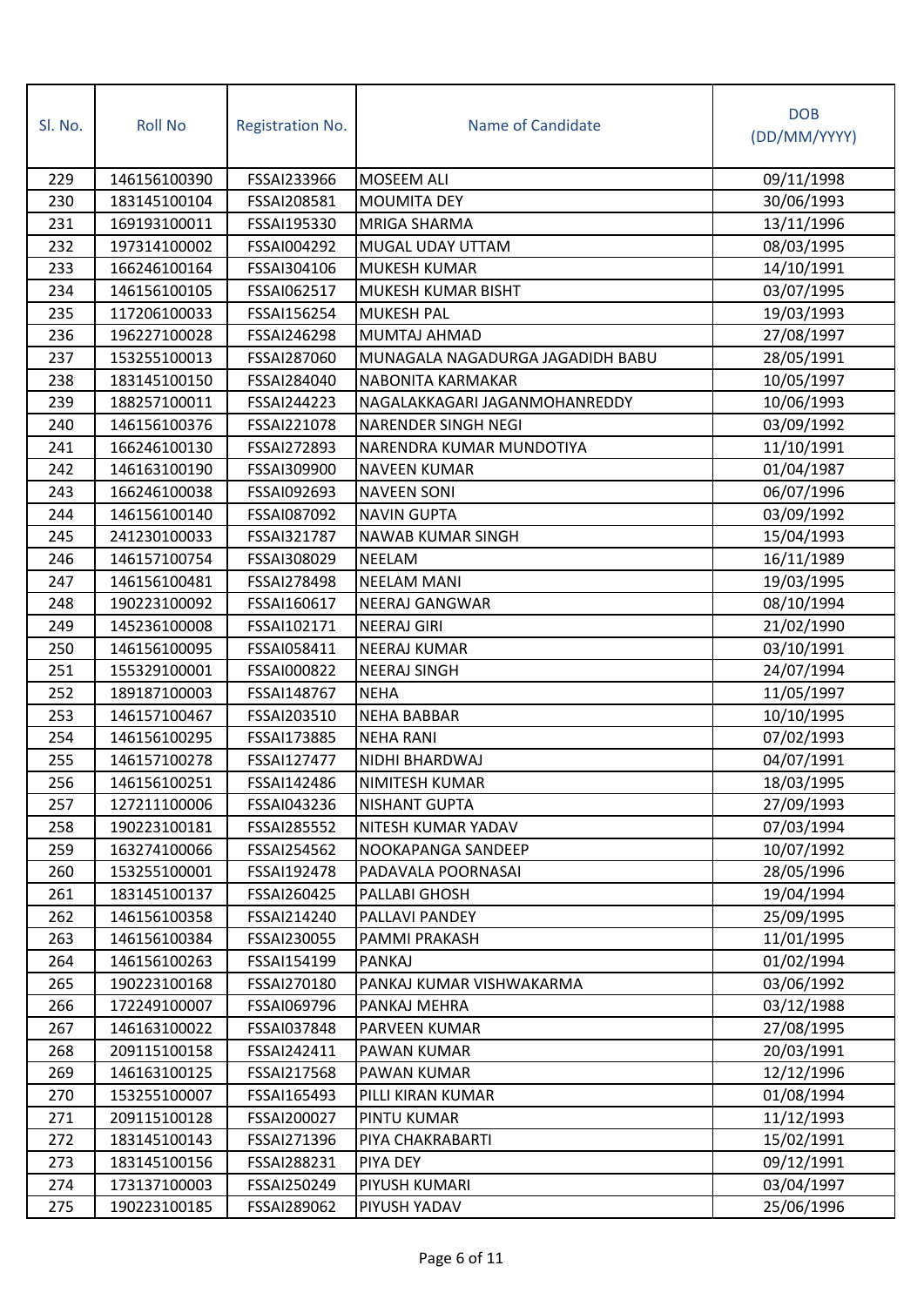| Sl. No. | Roll No | Registration No. | Name of Candidate | DOB (DD/MM/YYYY) |
|---|---|---|---|---|
| 229 | 146156100390 | FSSAI233966 | MOSEEM ALI | 09/11/1998 |
| 230 | 183145100104 | FSSAI208581 | MOUMITA DEY | 30/06/1993 |
| 231 | 169193100011 | FSSAI195330 | MRIGA SHARMA | 13/11/1996 |
| 232 | 197314100002 | FSSAI004292 | MUGAL UDAY UTTAM | 08/03/1995 |
| 233 | 166246100164 | FSSAI304106 | MUKESH KUMAR | 14/10/1991 |
| 234 | 146156100105 | FSSAI062517 | MUKESH KUMAR BISHT | 03/07/1995 |
| 235 | 117206100033 | FSSAI156254 | MUKESH PAL | 19/03/1993 |
| 236 | 196227100028 | FSSAI246298 | MUMTAJ AHMAD | 27/08/1997 |
| 237 | 153255100013 | FSSAI287060 | MUNAGALA NAGADURGA JAGADIDH BABU | 28/05/1991 |
| 238 | 183145100150 | FSSAI284040 | NABONITA KARMAKAR | 10/05/1997 |
| 239 | 188257100011 | FSSAI244223 | NAGALAKKAGARI JAGANMOHANREDDY | 10/06/1993 |
| 240 | 146156100376 | FSSAI221078 | NARENDER SINGH NEGI | 03/09/1992 |
| 241 | 166246100130 | FSSAI272893 | NARENDRA KUMAR MUNDOTIYA | 11/10/1991 |
| 242 | 146163100190 | FSSAI309900 | NAVEEN KUMAR | 01/04/1987 |
| 243 | 166246100038 | FSSAI092693 | NAVEEN SONI | 06/07/1996 |
| 244 | 146156100140 | FSSAI087092 | NAVIN GUPTA | 03/09/1992 |
| 245 | 241230100033 | FSSAI321787 | NAWAB KUMAR SINGH | 15/04/1993 |
| 246 | 146157100754 | FSSAI308029 | NEELAM | 16/11/1989 |
| 247 | 146156100481 | FSSAI278498 | NEELAM MANI | 19/03/1995 |
| 248 | 190223100092 | FSSAI160617 | NEERAJ GANGWAR | 08/10/1994 |
| 249 | 145236100008 | FSSAI102171 | NEERAJ GIRI | 21/02/1990 |
| 250 | 146156100095 | FSSAI058411 | NEERAJ KUMAR | 03/10/1991 |
| 251 | 155329100001 | FSSAI000822 | NEERAJ SINGH | 24/07/1994 |
| 252 | 189187100003 | FSSAI148767 | NEHA | 11/05/1997 |
| 253 | 146157100467 | FSSAI203510 | NEHA BABBAR | 10/10/1995 |
| 254 | 146156100295 | FSSAI173885 | NEHA RANI | 07/02/1993 |
| 255 | 146157100278 | FSSAI127477 | NIDHI BHARDWAJ | 04/07/1991 |
| 256 | 146156100251 | FSSAI142486 | NIMITESH KUMAR | 18/03/1995 |
| 257 | 127211100006 | FSSAI043236 | NISHANT GUPTA | 27/09/1993 |
| 258 | 190223100181 | FSSAI285552 | NITESH KUMAR YADAV | 07/03/1994 |
| 259 | 163274100066 | FSSAI254562 | NOOKAPANGA SANDEEP | 10/07/1992 |
| 260 | 153255100001 | FSSAI192478 | PADAVALA POORNASAI | 28/05/1996 |
| 261 | 183145100137 | FSSAI260425 | PALLABI GHOSH | 19/04/1994 |
| 262 | 146156100358 | FSSAI214240 | PALLAVI PANDEY | 25/09/1995 |
| 263 | 146156100384 | FSSAI230055 | PAMMI PRAKASH | 11/01/1995 |
| 264 | 146156100263 | FSSAI154199 | PANKAJ | 01/02/1994 |
| 265 | 190223100168 | FSSAI270180 | PANKAJ KUMAR VISHWAKARMA | 03/06/1992 |
| 266 | 172249100007 | FSSAI069796 | PANKAJ MEHRA | 03/12/1988 |
| 267 | 146163100022 | FSSAI037848 | PARVEEN KUMAR | 27/08/1995 |
| 268 | 209115100158 | FSSAI242411 | PAWAN KUMAR | 20/03/1991 |
| 269 | 146163100125 | FSSAI217568 | PAWAN KUMAR | 12/12/1996 |
| 270 | 153255100007 | FSSAI165493 | PILLI KIRAN KUMAR | 01/08/1994 |
| 271 | 209115100128 | FSSAI200027 | PINTU KUMAR | 11/12/1993 |
| 272 | 183145100143 | FSSAI271396 | PIYA CHAKRABARTI | 15/02/1991 |
| 273 | 183145100156 | FSSAI288231 | PIYA DEY | 09/12/1991 |
| 274 | 173137100003 | FSSAI250249 | PIYUSH KUMARI | 03/04/1997 |
| 275 | 190223100185 | FSSAI289062 | PIYUSH YADAV | 25/06/1996 |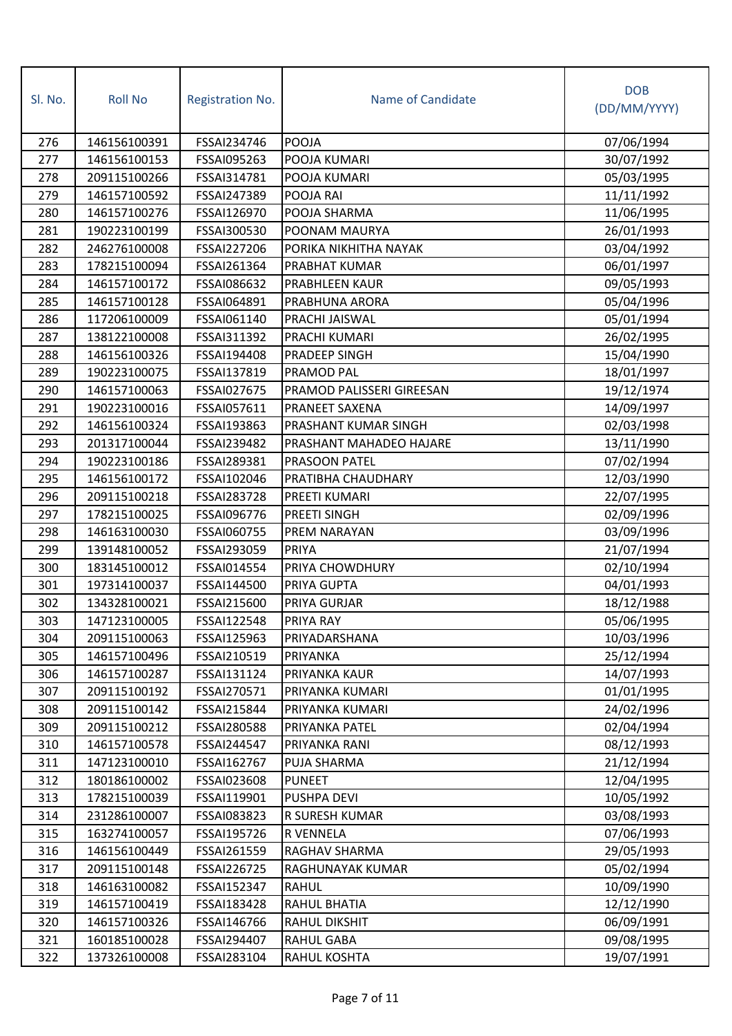| Sl. No. | Roll No | Registration No. | Name of Candidate | DOB (DD/MM/YYYY) |
|---|---|---|---|---|
| 276 | 146156100391 | FSSAI234746 | POOJA | 07/06/1994 |
| 277 | 146156100153 | FSSAI095263 | POOJA KUMARI | 30/07/1992 |
| 278 | 209115100266 | FSSAI314781 | POOJA KUMARI | 05/03/1995 |
| 279 | 146157100592 | FSSAI247389 | POOJA RAI | 11/11/1992 |
| 280 | 146157100276 | FSSAI126970 | POOJA SHARMA | 11/06/1995 |
| 281 | 190223100199 | FSSAI300530 | POONAM MAURYA | 26/01/1993 |
| 282 | 246276100008 | FSSAI227206 | PORIKA NIKHITHA NAYAK | 03/04/1992 |
| 283 | 178215100094 | FSSAI261364 | PRABHAT KUMAR | 06/01/1997 |
| 284 | 146157100172 | FSSAI086632 | PRABHLEEN KAUR | 09/05/1993 |
| 285 | 146157100128 | FSSAI064891 | PRABHUNA ARORA | 05/04/1996 |
| 286 | 117206100009 | FSSAI061140 | PRACHI JAISWAL | 05/01/1994 |
| 287 | 138122100008 | FSSAI311392 | PRACHI KUMARI | 26/02/1995 |
| 288 | 146156100326 | FSSAI194408 | PRADEEP SINGH | 15/04/1990 |
| 289 | 190223100075 | FSSAI137819 | PRAMOD PAL | 18/01/1997 |
| 290 | 146157100063 | FSSAI027675 | PRAMOD PALISSERI GIREESAN | 19/12/1974 |
| 291 | 190223100016 | FSSAI057611 | PRANEET SAXENA | 14/09/1997 |
| 292 | 146156100324 | FSSAI193863 | PRASHANT KUMAR SINGH | 02/03/1998 |
| 293 | 201317100044 | FSSAI239482 | PRASHANT MAHADEO HAJARE | 13/11/1990 |
| 294 | 190223100186 | FSSAI289381 | PRASOON PATEL | 07/02/1994 |
| 295 | 146156100172 | FSSAI102046 | PRATIBHA CHAUDHARY | 12/03/1990 |
| 296 | 209115100218 | FSSAI283728 | PREETI KUMARI | 22/07/1995 |
| 297 | 178215100025 | FSSAI096776 | PREETI SINGH | 02/09/1996 |
| 298 | 146163100030 | FSSAI060755 | PREM NARAYAN | 03/09/1996 |
| 299 | 139148100052 | FSSAI293059 | PRIYA | 21/07/1994 |
| 300 | 183145100012 | FSSAI014554 | PRIYA CHOWDHURY | 02/10/1994 |
| 301 | 197314100037 | FSSAI144500 | PRIYA GUPTA | 04/01/1993 |
| 302 | 134328100021 | FSSAI215600 | PRIYA GURJAR | 18/12/1988 |
| 303 | 147123100005 | FSSAI122548 | PRIYA RAY | 05/06/1995 |
| 304 | 209115100063 | FSSAI125963 | PRIYADARSHANA | 10/03/1996 |
| 305 | 146157100496 | FSSAI210519 | PRIYANKA | 25/12/1994 |
| 306 | 146157100287 | FSSAI131124 | PRIYANKA KAUR | 14/07/1993 |
| 307 | 209115100192 | FSSAI270571 | PRIYANKA KUMARI | 01/01/1995 |
| 308 | 209115100142 | FSSAI215844 | PRIYANKA KUMARI | 24/02/1996 |
| 309 | 209115100212 | FSSAI280588 | PRIYANKA PATEL | 02/04/1994 |
| 310 | 146157100578 | FSSAI244547 | PRIYANKA RANI | 08/12/1993 |
| 311 | 147123100010 | FSSAI162767 | PUJA SHARMA | 21/12/1994 |
| 312 | 180186100002 | FSSAI023608 | PUNEET | 12/04/1995 |
| 313 | 178215100039 | FSSAI119901 | PUSHPA DEVI | 10/05/1992 |
| 314 | 231286100007 | FSSAI083823 | R SURESH KUMAR | 03/08/1993 |
| 315 | 163274100057 | FSSAI195726 | R VENNELA | 07/06/1993 |
| 316 | 146156100449 | FSSAI261559 | RAGHAV SHARMA | 29/05/1993 |
| 317 | 209115100148 | FSSAI226725 | RAGHUNAYAK KUMAR | 05/02/1994 |
| 318 | 146163100082 | FSSAI152347 | RAHUL | 10/09/1990 |
| 319 | 146157100419 | FSSAI183428 | RAHUL BHATIA | 12/12/1990 |
| 320 | 146157100326 | FSSAI146766 | RAHUL DIKSHIT | 06/09/1991 |
| 321 | 160185100028 | FSSAI294407 | RAHUL GABA | 09/08/1995 |
| 322 | 137326100008 | FSSAI283104 | RAHUL KOSHTA | 19/07/1991 |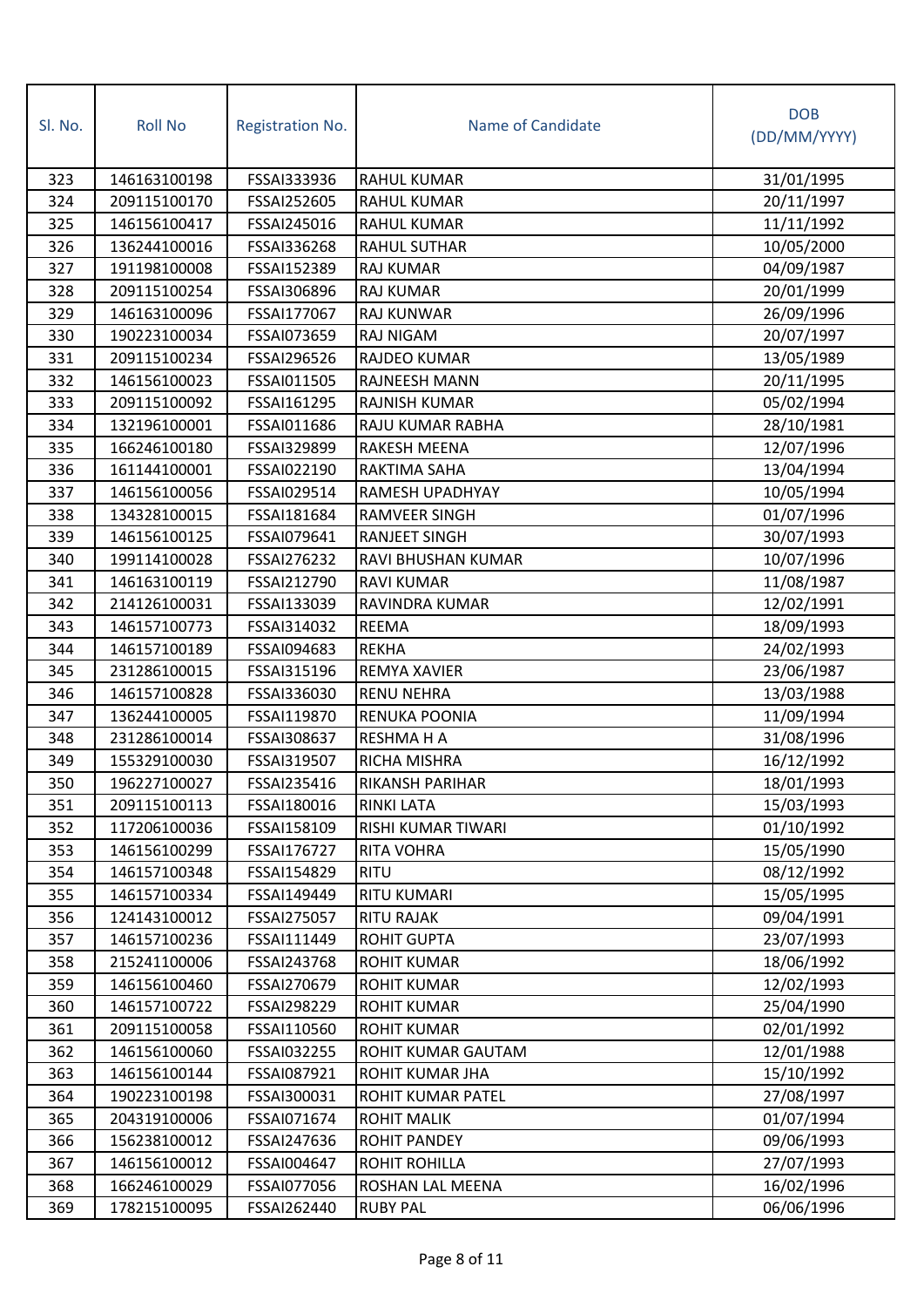| Sl. No. | Roll No | Registration No. | Name of Candidate | DOB (DD/MM/YYYY) |
|---|---|---|---|---|
| 323 | 146163100198 | FSSAI333936 | RAHUL KUMAR | 31/01/1995 |
| 324 | 209115100170 | FSSAI252605 | RAHUL KUMAR | 20/11/1997 |
| 325 | 146156100417 | FSSAI245016 | RAHUL KUMAR | 11/11/1992 |
| 326 | 136244100016 | FSSAI336268 | RAHUL SUTHAR | 10/05/2000 |
| 327 | 191198100008 | FSSAI152389 | RAJ KUMAR | 04/09/1987 |
| 328 | 209115100254 | FSSAI306896 | RAJ KUMAR | 20/01/1999 |
| 329 | 146163100096 | FSSAI177067 | RAJ KUNWAR | 26/09/1996 |
| 330 | 190223100034 | FSSAI073659 | RAJ NIGAM | 20/07/1997 |
| 331 | 209115100234 | FSSAI296526 | RAJDEO KUMAR | 13/05/1989 |
| 332 | 146156100023 | FSSAI011505 | RAJNEESH MANN | 20/11/1995 |
| 333 | 209115100092 | FSSAI161295 | RAJNISH KUMAR | 05/02/1994 |
| 334 | 132196100001 | FSSAI011686 | RAJU KUMAR RABHA | 28/10/1981 |
| 335 | 166246100180 | FSSAI329899 | RAKESH MEENA | 12/07/1996 |
| 336 | 161144100001 | FSSAI022190 | RAKTIMA SAHA | 13/04/1994 |
| 337 | 146156100056 | FSSAI029514 | RAMESH UPADHYAY | 10/05/1994 |
| 338 | 134328100015 | FSSAI181684 | RAMVEER SINGH | 01/07/1996 |
| 339 | 146156100125 | FSSAI079641 | RANJEET SINGH | 30/07/1993 |
| 340 | 199114100028 | FSSAI276232 | RAVI BHUSHAN KUMAR | 10/07/1996 |
| 341 | 146163100119 | FSSAI212790 | RAVI KUMAR | 11/08/1987 |
| 342 | 214126100031 | FSSAI133039 | RAVINDRA KUMAR | 12/02/1991 |
| 343 | 146157100773 | FSSAI314032 | REEMA | 18/09/1993 |
| 344 | 146157100189 | FSSAI094683 | REKHA | 24/02/1993 |
| 345 | 231286100015 | FSSAI315196 | REMYA XAVIER | 23/06/1987 |
| 346 | 146157100828 | FSSAI336030 | RENU NEHRA | 13/03/1988 |
| 347 | 136244100005 | FSSAI119870 | RENUKA POONIA | 11/09/1994 |
| 348 | 231286100014 | FSSAI308637 | RESHMA H A | 31/08/1996 |
| 349 | 155329100030 | FSSAI319507 | RICHA MISHRA | 16/12/1992 |
| 350 | 196227100027 | FSSAI235416 | RIKANSH PARIHAR | 18/01/1993 |
| 351 | 209115100113 | FSSAI180016 | RINKI LATA | 15/03/1993 |
| 352 | 117206100036 | FSSAI158109 | RISHI KUMAR TIWARI | 01/10/1992 |
| 353 | 146156100299 | FSSAI176727 | RITA VOHRA | 15/05/1990 |
| 354 | 146157100348 | FSSAI154829 | RITU | 08/12/1992 |
| 355 | 146157100334 | FSSAI149449 | RITU KUMARI | 15/05/1995 |
| 356 | 124143100012 | FSSAI275057 | RITU RAJAK | 09/04/1991 |
| 357 | 146157100236 | FSSAI111449 | ROHIT GUPTA | 23/07/1993 |
| 358 | 215241100006 | FSSAI243768 | ROHIT KUMAR | 18/06/1992 |
| 359 | 146156100460 | FSSAI270679 | ROHIT KUMAR | 12/02/1993 |
| 360 | 146157100722 | FSSAI298229 | ROHIT KUMAR | 25/04/1990 |
| 361 | 209115100058 | FSSAI110560 | ROHIT KUMAR | 02/01/1992 |
| 362 | 146156100060 | FSSAI032255 | ROHIT KUMAR GAUTAM | 12/01/1988 |
| 363 | 146156100144 | FSSAI087921 | ROHIT KUMAR JHA | 15/10/1992 |
| 364 | 190223100198 | FSSAI300031 | ROHIT KUMAR PATEL | 27/08/1997 |
| 365 | 204319100006 | FSSAI071674 | ROHIT MALIK | 01/07/1994 |
| 366 | 156238100012 | FSSAI247636 | ROHIT PANDEY | 09/06/1993 |
| 367 | 146156100012 | FSSAI004647 | ROHIT ROHILLA | 27/07/1993 |
| 368 | 166246100029 | FSSAI077056 | ROSHAN LAL MEENA | 16/02/1996 |
| 369 | 178215100095 | FSSAI262440 | RUBY PAL | 06/06/1996 |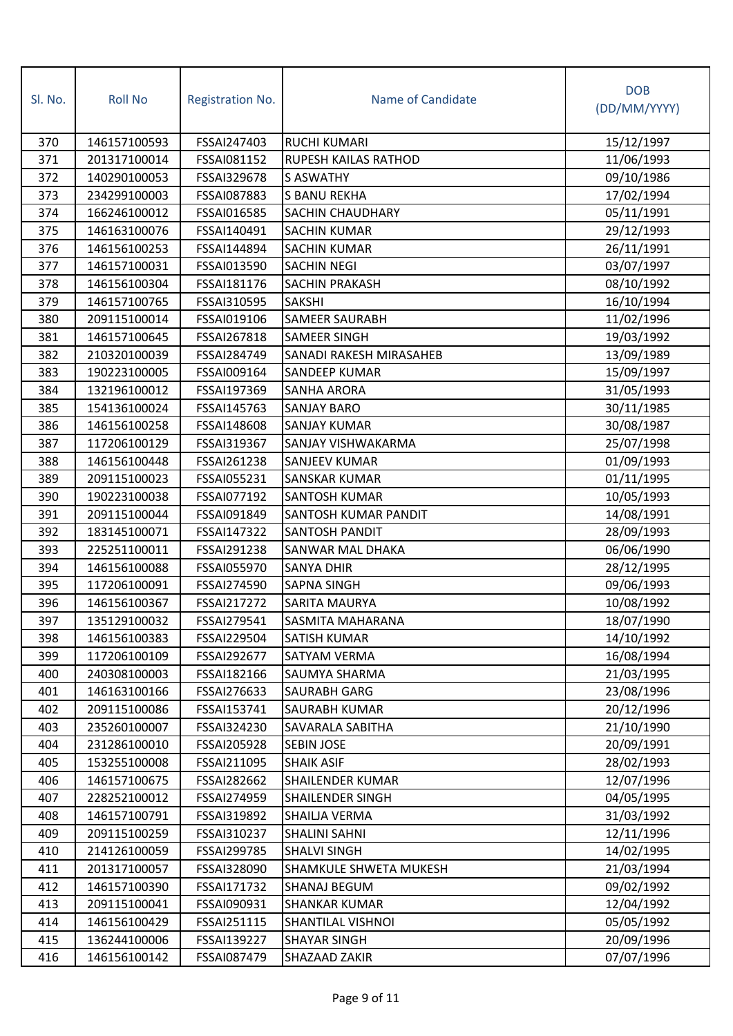| Sl. No. | Roll No | Registration No. | Name of Candidate | DOB (DD/MM/YYYY) |
|---|---|---|---|---|
| 370 | 146157100593 | FSSAI247403 | RUCHI KUMARI | 15/12/1997 |
| 371 | 201317100014 | FSSAI081152 | RUPESH KAILAS RATHOD | 11/06/1993 |
| 372 | 140290100053 | FSSAI329678 | S ASWATHY | 09/10/1986 |
| 373 | 234299100003 | FSSAI087883 | S BANU REKHA | 17/02/1994 |
| 374 | 166246100012 | FSSAI016585 | SACHIN CHAUDHARY | 05/11/1991 |
| 375 | 146163100076 | FSSAI140491 | SACHIN KUMAR | 29/12/1993 |
| 376 | 146156100253 | FSSAI144894 | SACHIN KUMAR | 26/11/1991 |
| 377 | 146157100031 | FSSAI013590 | SACHIN NEGI | 03/07/1997 |
| 378 | 146156100304 | FSSAI181176 | SACHIN PRAKASH | 08/10/1992 |
| 379 | 146157100765 | FSSAI310595 | SAKSHI | 16/10/1994 |
| 380 | 209115100014 | FSSAI019106 | SAMEER SAURABH | 11/02/1996 |
| 381 | 146157100645 | FSSAI267818 | SAMEER SINGH | 19/03/1992 |
| 382 | 210320100039 | FSSAI284749 | SANADI RAKESH MIRASAHEB | 13/09/1989 |
| 383 | 190223100005 | FSSAI009164 | SANDEEP KUMAR | 15/09/1997 |
| 384 | 132196100012 | FSSAI197369 | SANHA ARORA | 31/05/1993 |
| 385 | 154136100024 | FSSAI145763 | SANJAY BARO | 30/11/1985 |
| 386 | 146156100258 | FSSAI148608 | SANJAY KUMAR | 30/08/1987 |
| 387 | 117206100129 | FSSAI319367 | SANJAY VISHWAKARMA | 25/07/1998 |
| 388 | 146156100448 | FSSAI261238 | SANJEEV KUMAR | 01/09/1993 |
| 389 | 209115100023 | FSSAI055231 | SANSKAR KUMAR | 01/11/1995 |
| 390 | 190223100038 | FSSAI077192 | SANTOSH KUMAR | 10/05/1993 |
| 391 | 209115100044 | FSSAI091849 | SANTOSH KUMAR PANDIT | 14/08/1991 |
| 392 | 183145100071 | FSSAI147322 | SANTOSH PANDIT | 28/09/1993 |
| 393 | 225251100011 | FSSAI291238 | SANWAR MAL DHAKA | 06/06/1990 |
| 394 | 146156100088 | FSSAI055970 | SANYA DHIR | 28/12/1995 |
| 395 | 117206100091 | FSSAI274590 | SAPNA SINGH | 09/06/1993 |
| 396 | 146156100367 | FSSAI217272 | SARITA MAURYA | 10/08/1992 |
| 397 | 135129100032 | FSSAI279541 | SASMITA MAHARANA | 18/07/1990 |
| 398 | 146156100383 | FSSAI229504 | SATISH KUMAR | 14/10/1992 |
| 399 | 117206100109 | FSSAI292677 | SATYAM VERMA | 16/08/1994 |
| 400 | 240308100003 | FSSAI182166 | SAUMYA SHARMA | 21/03/1995 |
| 401 | 146163100166 | FSSAI276633 | SAURABH GARG | 23/08/1996 |
| 402 | 209115100086 | FSSAI153741 | SAURABH KUMAR | 20/12/1996 |
| 403 | 235260100007 | FSSAI324230 | SAVARALA SABITHA | 21/10/1990 |
| 404 | 231286100010 | FSSAI205928 | SEBIN JOSE | 20/09/1991 |
| 405 | 153255100008 | FSSAI211095 | SHAIK ASIF | 28/02/1993 |
| 406 | 146157100675 | FSSAI282662 | SHAILENDER KUMAR | 12/07/1996 |
| 407 | 228252100012 | FSSAI274959 | SHAILENDER SINGH | 04/05/1995 |
| 408 | 146157100791 | FSSAI319892 | SHAILJA VERMA | 31/03/1992 |
| 409 | 209115100259 | FSSAI310237 | SHALINI SAHNI | 12/11/1996 |
| 410 | 214126100059 | FSSAI299785 | SHALVI SINGH | 14/02/1995 |
| 411 | 201317100057 | FSSAI328090 | SHAMKULE SHWETA MUKESH | 21/03/1994 |
| 412 | 146157100390 | FSSAI171732 | SHANAJ BEGUM | 09/02/1992 |
| 413 | 209115100041 | FSSAI090931 | SHANKAR KUMAR | 12/04/1992 |
| 414 | 146156100429 | FSSAI251115 | SHANTILAL VISHNOI | 05/05/1992 |
| 415 | 136244100006 | FSSAI139227 | SHAYAR SINGH | 20/09/1996 |
| 416 | 146156100142 | FSSAI087479 | SHAZAAD ZAKIR | 07/07/1996 |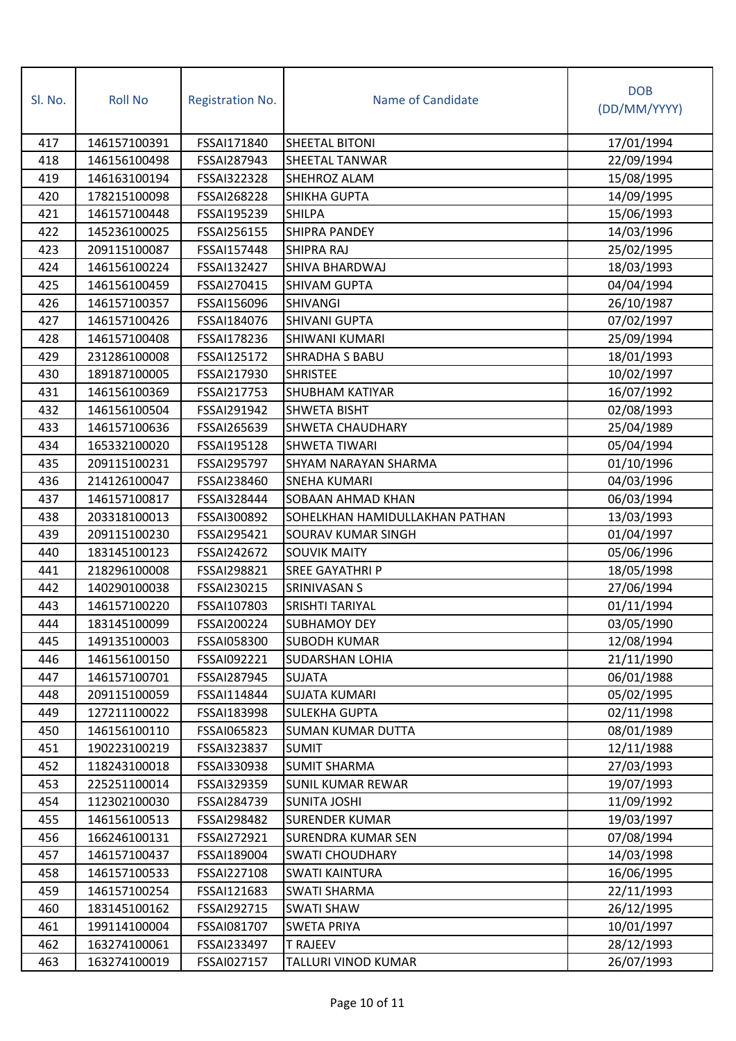| Sl. No. | Roll No | Registration No. | Name of Candidate | DOB (DD/MM/YYYY) |
|---|---|---|---|---|
| 417 | 146157100391 | FSSAI171840 | SHEETAL BITONI | 17/01/1994 |
| 418 | 146156100498 | FSSAI287943 | SHEETAL TANWAR | 22/09/1994 |
| 419 | 146163100194 | FSSAI322328 | SHEHROZ ALAM | 15/08/1995 |
| 420 | 178215100098 | FSSAI268228 | SHIKHA GUPTA | 14/09/1995 |
| 421 | 146157100448 | FSSAI195239 | SHILPA | 15/06/1993 |
| 422 | 145236100025 | FSSAI256155 | SHIPRA PANDEY | 14/03/1996 |
| 423 | 209115100087 | FSSAI157448 | SHIPRA RAJ | 25/02/1995 |
| 424 | 146156100224 | FSSAI132427 | SHIVA BHARDWAJ | 18/03/1993 |
| 425 | 146156100459 | FSSAI270415 | SHIVAM GUPTA | 04/04/1994 |
| 426 | 146157100357 | FSSAI156096 | SHIVANGI | 26/10/1987 |
| 427 | 146157100426 | FSSAI184076 | SHIVANI GUPTA | 07/02/1997 |
| 428 | 146157100408 | FSSAI178236 | SHIWANI KUMARI | 25/09/1994 |
| 429 | 231286100008 | FSSAI125172 | SHRADHA S BABU | 18/01/1993 |
| 430 | 189187100005 | FSSAI217930 | SHRISTEE | 10/02/1997 |
| 431 | 146156100369 | FSSAI217753 | SHUBHAM KATIYAR | 16/07/1992 |
| 432 | 146156100504 | FSSAI291942 | SHWETA BISHT | 02/08/1993 |
| 433 | 146157100636 | FSSAI265639 | SHWETA CHAUDHARY | 25/04/1989 |
| 434 | 165332100020 | FSSAI195128 | SHWETA TIWARI | 05/04/1994 |
| 435 | 209115100231 | FSSAI295797 | SHYAM NARAYAN SHARMA | 01/10/1996 |
| 436 | 214126100047 | FSSAI238460 | SNEHA KUMARI | 04/03/1996 |
| 437 | 146157100817 | FSSAI328444 | SOBAAN AHMAD KHAN | 06/03/1994 |
| 438 | 203318100013 | FSSAI300892 | SOHELKHAN HAMIDULLAKHAN PATHAN | 13/03/1993 |
| 439 | 209115100230 | FSSAI295421 | SOURAV KUMAR SINGH | 01/04/1997 |
| 440 | 183145100123 | FSSAI242672 | SOUVIK MAITY | 05/06/1996 |
| 441 | 218296100008 | FSSAI298821 | SREE GAYATHRI P | 18/05/1998 |
| 442 | 140290100038 | FSSAI230215 | SRINIVASAN S | 27/06/1994 |
| 443 | 146157100220 | FSSAI107803 | SRISHTI TARIYAL | 01/11/1994 |
| 444 | 183145100099 | FSSAI200224 | SUBHAMOY DEY | 03/05/1990 |
| 445 | 149135100003 | FSSAI058300 | SUBODH KUMAR | 12/08/1994 |
| 446 | 146156100150 | FSSAI092221 | SUDARSHAN LOHIA | 21/11/1990 |
| 447 | 146157100701 | FSSAI287945 | SUJATA | 06/01/1988 |
| 448 | 209115100059 | FSSAI114844 | SUJATA KUMARI | 05/02/1995 |
| 449 | 127211100022 | FSSAI183998 | SULEKHA GUPTA | 02/11/1998 |
| 450 | 146156100110 | FSSAI065823 | SUMAN KUMAR DUTTA | 08/01/1989 |
| 451 | 190223100219 | FSSAI323837 | SUMIT | 12/11/1988 |
| 452 | 118243100018 | FSSAI330938 | SUMIT SHARMA | 27/03/1993 |
| 453 | 225251100014 | FSSAI329359 | SUNIL KUMAR REWAR | 19/07/1993 |
| 454 | 112302100030 | FSSAI284739 | SUNITA JOSHI | 11/09/1992 |
| 455 | 146156100513 | FSSAI298482 | SURENDER KUMAR | 19/03/1997 |
| 456 | 166246100131 | FSSAI272921 | SURENDRA KUMAR SEN | 07/08/1994 |
| 457 | 146157100437 | FSSAI189004 | SWATI CHOUDHARY | 14/03/1998 |
| 458 | 146157100533 | FSSAI227108 | SWATI KAINTURA | 16/06/1995 |
| 459 | 146157100254 | FSSAI121683 | SWATI SHARMA | 22/11/1993 |
| 460 | 183145100162 | FSSAI292715 | SWATI SHAW | 26/12/1995 |
| 461 | 199114100004 | FSSAI081707 | SWETA PRIYA | 10/01/1997 |
| 462 | 163274100061 | FSSAI233497 | T RAJEEV | 28/12/1993 |
| 463 | 163274100019 | FSSAI027157 | TALLURI VINOD KUMAR | 26/07/1993 |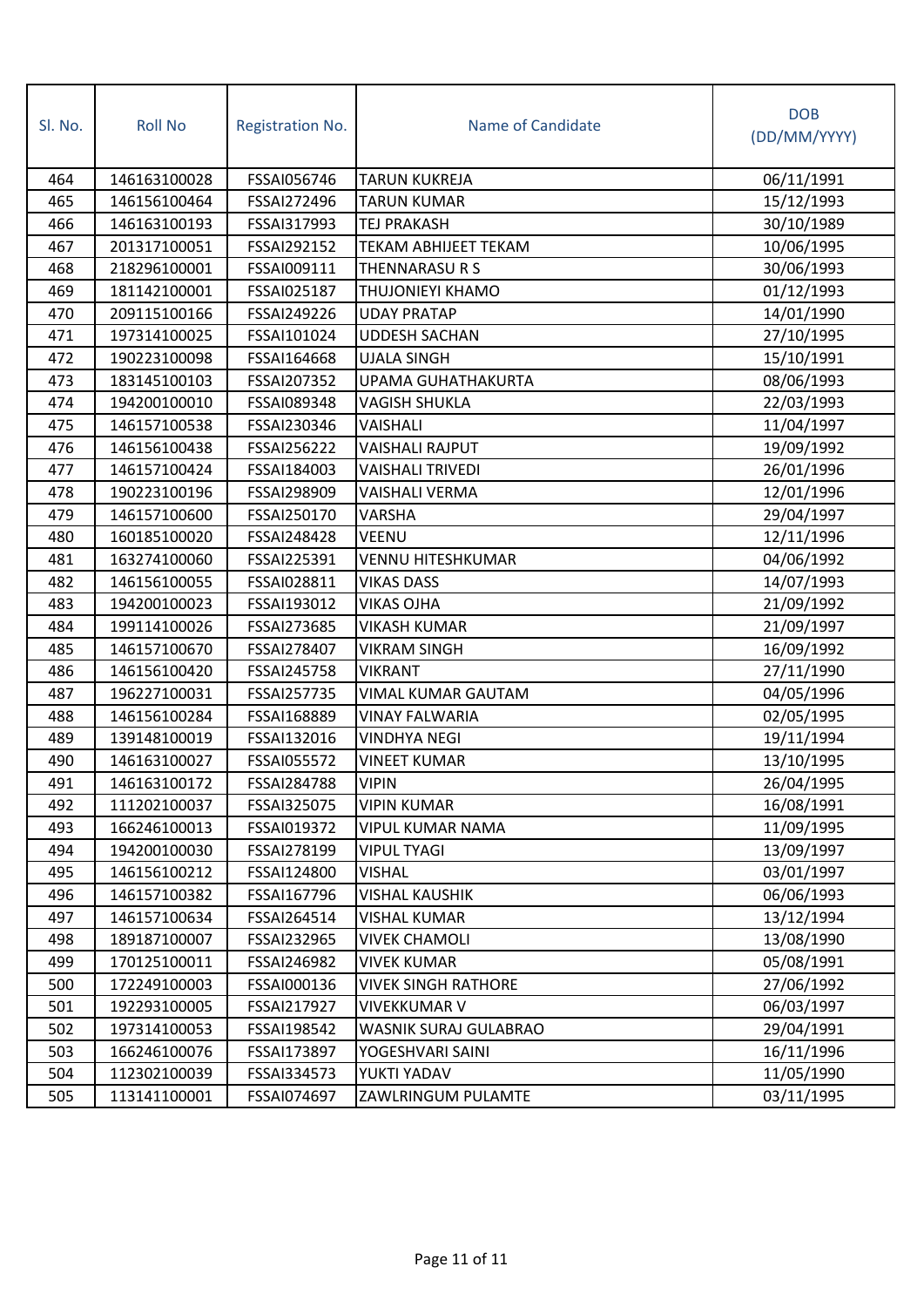| Sl. No. | Roll No | Registration No. | Name of Candidate | DOB (DD/MM/YYYY) |
|---|---|---|---|---|
| 464 | 146163100028 | FSSAI056746 | TARUN KUKREJA | 06/11/1991 |
| 465 | 146156100464 | FSSAI272496 | TARUN KUMAR | 15/12/1993 |
| 466 | 146163100193 | FSSAI317993 | TEJ PRAKASH | 30/10/1989 |
| 467 | 201317100051 | FSSAI292152 | TEKAM ABHIJEET TEKAM | 10/06/1995 |
| 468 | 218296100001 | FSSAI009111 | THENNARASU R S | 30/06/1993 |
| 469 | 181142100001 | FSSAI025187 | THUJONIEYI KHAMO | 01/12/1993 |
| 470 | 209115100166 | FSSAI249226 | UDAY PRATAP | 14/01/1990 |
| 471 | 197314100025 | FSSAI101024 | UDDESH SACHAN | 27/10/1995 |
| 472 | 190223100098 | FSSAI164668 | UJALA SINGH | 15/10/1991 |
| 473 | 183145100103 | FSSAI207352 | UPAMA GUHATHAKURTA | 08/06/1993 |
| 474 | 194200100010 | FSSAI089348 | VAGISH SHUKLA | 22/03/1993 |
| 475 | 146157100538 | FSSAI230346 | VAISHALI | 11/04/1997 |
| 476 | 146156100438 | FSSAI256222 | VAISHALI RAJPUT | 19/09/1992 |
| 477 | 146157100424 | FSSAI184003 | VAISHALI TRIVEDI | 26/01/1996 |
| 478 | 190223100196 | FSSAI298909 | VAISHALI VERMA | 12/01/1996 |
| 479 | 146157100600 | FSSAI250170 | VARSHA | 29/04/1997 |
| 480 | 160185100020 | FSSAI248428 | VEENU | 12/11/1996 |
| 481 | 163274100060 | FSSAI225391 | VENNU HITESHKUMAR | 04/06/1992 |
| 482 | 146156100055 | FSSAI028811 | VIKAS DASS | 14/07/1993 |
| 483 | 194200100023 | FSSAI193012 | VIKAS OJHA | 21/09/1992 |
| 484 | 199114100026 | FSSAI273685 | VIKASH KUMAR | 21/09/1997 |
| 485 | 146157100670 | FSSAI278407 | VIKRAM SINGH | 16/09/1992 |
| 486 | 146156100420 | FSSAI245758 | VIKRANT | 27/11/1990 |
| 487 | 196227100031 | FSSAI257735 | VIMAL KUMAR GAUTAM | 04/05/1996 |
| 488 | 146156100284 | FSSAI168889 | VINAY FALWARIA | 02/05/1995 |
| 489 | 139148100019 | FSSAI132016 | VINDHYA NEGI | 19/11/1994 |
| 490 | 146163100027 | FSSAI055572 | VINEET KUMAR | 13/10/1995 |
| 491 | 146163100172 | FSSAI284788 | VIPIN | 26/04/1995 |
| 492 | 111202100037 | FSSAI325075 | VIPIN KUMAR | 16/08/1991 |
| 493 | 166246100013 | FSSAI019372 | VIPUL KUMAR NAMA | 11/09/1995 |
| 494 | 194200100030 | FSSAI278199 | VIPUL TYAGI | 13/09/1997 |
| 495 | 146156100212 | FSSAI124800 | VISHAL | 03/01/1997 |
| 496 | 146157100382 | FSSAI167796 | VISHAL KAUSHIK | 06/06/1993 |
| 497 | 146157100634 | FSSAI264514 | VISHAL KUMAR | 13/12/1994 |
| 498 | 189187100007 | FSSAI232965 | VIVEK CHAMOLI | 13/08/1990 |
| 499 | 170125100011 | FSSAI246982 | VIVEK KUMAR | 05/08/1991 |
| 500 | 172249100003 | FSSAI000136 | VIVEK SINGH RATHORE | 27/06/1992 |
| 501 | 192293100005 | FSSAI217927 | VIVEKKUMAR V | 06/03/1997 |
| 502 | 197314100053 | FSSAI198542 | WASNIK SURAJ GULABRAO | 29/04/1991 |
| 503 | 166246100076 | FSSAI173897 | YOGESHVARI SAINI | 16/11/1996 |
| 504 | 112302100039 | FSSAI334573 | YUKTI YADAV | 11/05/1990 |
| 505 | 113141100001 | FSSAI074697 | ZAWLRINGUM PULAMTE | 03/11/1995 |